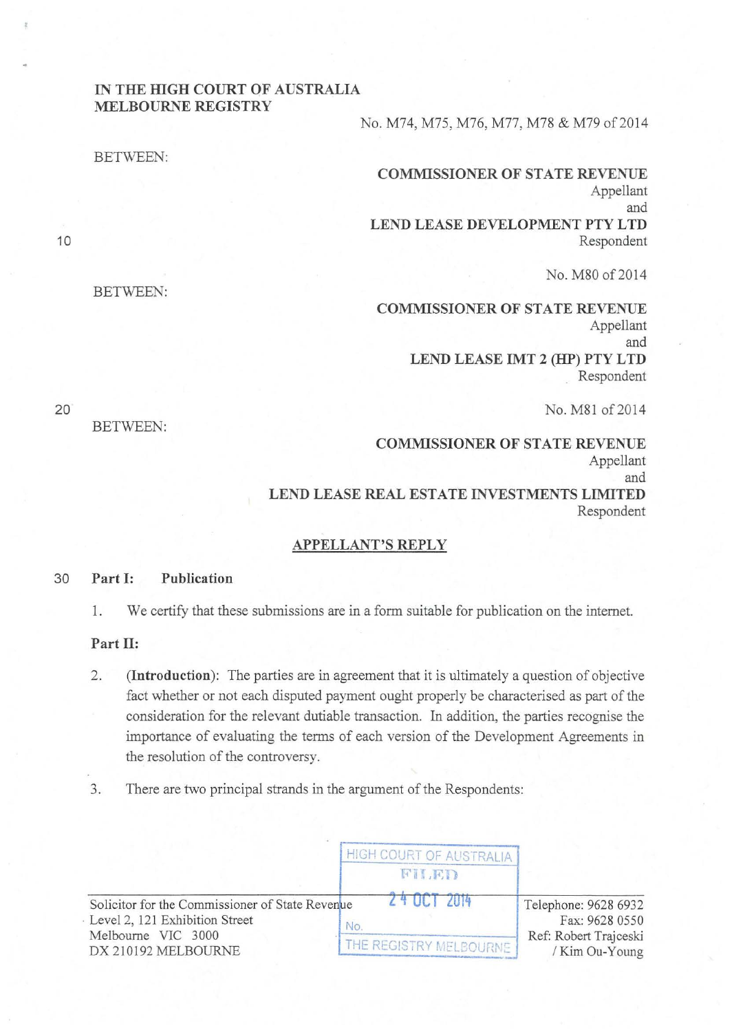IN THE HIGH COURT OF AUSTRALIA
MELBOURNE REGISTRY

No. M74, M75, M76, M77, M78 & M79 of 2014

BETWEEN:

**COMMISSIONER OF STATE REVENUE**
Appellant
and
**LEND LEASE DEVELOPMENT PTY LTD**
Respondent

No. M80 of 2014

BETWEEN:

**COMMISSIONER OF STATE REVENUE**
Appellant
and
**LEND LEASE IMT 2 (HP) PTY LTD**
Respondent

No. M81 of 2014

BETWEEN:

**COMMISSIONER OF STATE REVENUE**
Appellant
and
**LEND LEASE REAL ESTATE INVESTMENTS LIMITED**
Respondent

## APPELLANT'S REPLY

### Part I: Publication

1. We certify that these submissions are in a form suitable for publication on the internet.

### Part II:

2. (**Introduction**): The parties are in agreement that it is ultimately a question of objective fact whether or not each disputed payment ought properly be characterised as part of the consideration for the relevant dutiable transaction. In addition, the parties recognise the importance of evaluating the terms of each version of the Development Agreements in the resolution of the controversy.

3. There are two principal strands in the argument of the Respondents:

HIGH COURT OF AUSTRALIA
FILED
24 OCT 2014
No.
THE REGISTRY MELBOURNE

Solicitor for the Commissioner of State Revenue
Level 2, 121 Exhibition Street
Melbourne VIC 3000
DX 210192 MELBOURNE

Telephone: 9628 6932
Fax: 9628 0550
Ref: Robert Trajceski / Kim Ou-Young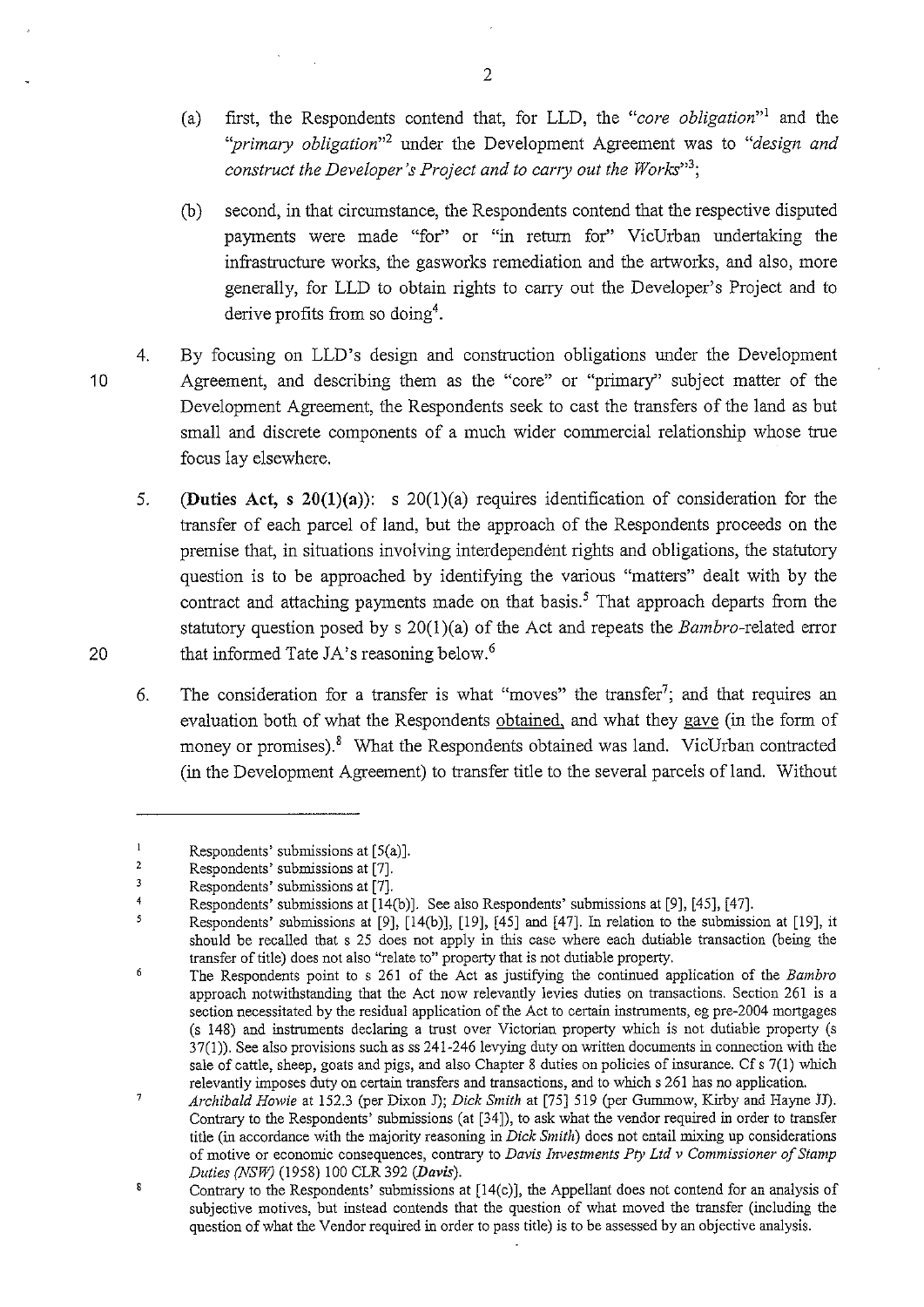(a) first, the Respondents contend that, for LLD, the *"core obligation"*[1] and the *"primary obligation"*[2] under the Development Agreement was to *"design and construct the Developer's Project and to carry out the Works"*[3];

(b) second, in that circumstance, the Respondents contend that the respective disputed payments were made "for" or "in return for" VicUrban undertaking the infrastructure works, the gasworks remediation and the artworks, and also, more generally, for LLD to obtain rights to carry out the Developer's Project and to derive profits from so doing[4].

4. By focusing on LLD's design and construction obligations under the Development Agreement, and describing them as the "core" or "primary" subject matter of the Development Agreement, the Respondents seek to cast the transfers of the land as but small and discrete components of a much wider commercial relationship whose true focus lay elsewhere.

5. **(Duties Act, s 20(1)(a))**: s 20(1)(a) requires identification of consideration for the transfer of each parcel of land, but the approach of the Respondents proceeds on the premise that, in situations involving interdependent rights and obligations, the statutory question is to be approached by identifying the various "matters" dealt with by the contract and attaching payments made on that basis.[5] That approach departs from the statutory question posed by s 20(1)(a) of the Act and repeats the *Bambro*-related error that informed Tate JA's reasoning below.[6]

6. The consideration for a transfer is what "moves" the transfer[7]; and that requires an evaluation both of what the Respondents <u>obtained</u>, and what they <u>gave</u> (in the form of money or promises).[8] What the Respondents obtained was land. VicUrban contracted (in the Development Agreement) to transfer title to the several parcels of land. Without

---

[1] Respondents' submissions at [5(a)].

[2] Respondents' submissions at [7].

[3] Respondents' submissions at [7].

[4] Respondents' submissions at [14(b)]. See also Respondents' submissions at [9], [45], [47].

[5] Respondents' submissions at [9], [14(b)], [19], [45] and [47]. In relation to the submission at [19], it should be recalled that s 25 does not apply in this case where each dutiable transaction (being the transfer of title) does not "relate to" property that is not dutiable property.

[6] The Respondents point to s 261 of the Act as justifying the continued application of the *Bambro* approach notwithstanding that the Act now relevantly levies duties on transactions. Section 261 is a section necessitated by the residual application of the Act to certain instruments, eg pre-2004 mortgages (s 148) and instruments declaring a trust over Victorian property which is not dutiable property (s 37(1)). See also provisions such as ss 241-246 levying duty on written documents in connection with the sale of cattle, sheep, goats and pigs, and also Chapter 8 duties on policies of insurance. Cf s 7(1) which relevantly imposes duty on certain transfers and transactions, and to which s 261 has no application.

[7] *Archibald Howie* at 152.3 (per Dixon J); *Dick Smith* at [75] 519 (per Gummow, Kirby and Hayne JJ). Contrary to the Respondents' submissions (at [34]), to ask what the vendor required in order to transfer title (in accordance with the majority reasoning in *Dick Smith*) does not entail mixing up considerations of motive or economic consequences, contrary to *Davis Investments Pty Ltd v Commissioner of Stamp Duties (NSW)* (1958) 100 CLR 392 (*Davis*).

[8] Contrary to the Respondents' submissions at [14(c)], the Appellant does not contend for an analysis of subjective motives, but instead contends that the question of what moved the transfer (including the question of what the Vendor required in order to pass title) is to be assessed by an objective analysis.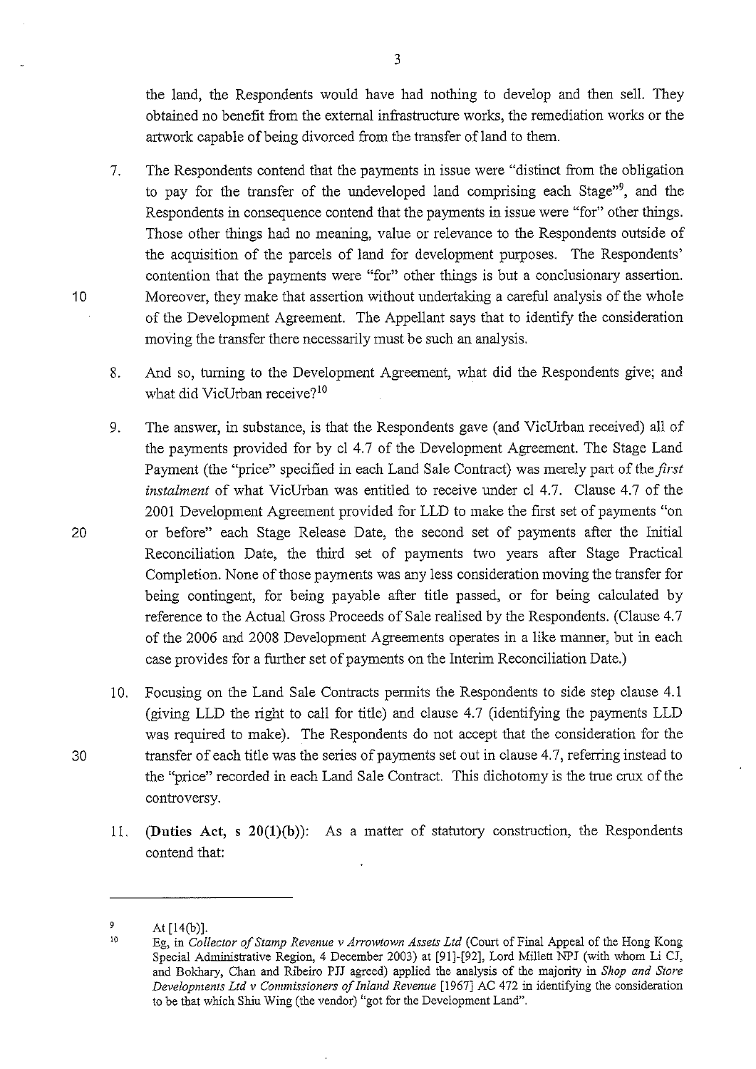the land, the Respondents would have had nothing to develop and then sell. They obtained no benefit from the external infrastructure works, the remediation works or the artwork capable of being divorced from the transfer of land to them.

7. The Respondents contend that the payments in issue were "distinct from the obligation to pay for the transfer of the undeveloped land comprising each Stage"[9], and the Respondents in consequence contend that the payments in issue were "for" other things. Those other things had no meaning, value or relevance to the Respondents outside of the acquisition of the parcels of land for development purposes. The Respondents' contention that the payments were "for" other things is but a conclusionary assertion. Moreover, they make that assertion without undertaking a careful analysis of the whole of the Development Agreement. The Appellant says that to identify the consideration moving the transfer there necessarily must be such an analysis.

8. And so, turning to the Development Agreement, what did the Respondents give; and what did VicUrban receive?[10]

9. The answer, in substance, is that the Respondents gave (and VicUrban received) all of the payments provided for by cl 4.7 of the Development Agreement. The Stage Land Payment (the "price" specified in each Land Sale Contract) was merely part of the *first instalment* of what VicUrban was entitled to receive under cl 4.7. Clause 4.7 of the 2001 Development Agreement provided for LLD to make the first set of payments "on or before" each Stage Release Date, the second set of payments after the Initial Reconciliation Date, the third set of payments two years after Stage Practical Completion. None of those payments was any less consideration moving the transfer for being contingent, for being payable after title passed, or for being calculated by reference to the Actual Gross Proceeds of Sale realised by the Respondents. (Clause 4.7 of the 2006 and 2008 Development Agreements operates in a like manner, but in each case provides for a further set of payments on the Interim Reconciliation Date.)

10. Focusing on the Land Sale Contracts permits the Respondents to side step clause 4.1 (giving LLD the right to call for title) and clause 4.7 (identifying the payments LLD was required to make). The Respondents do not accept that the consideration for the transfer of each title was the series of payments set out in clause 4.7, referring instead to the "price" recorded in each Land Sale Contract. This dichotomy is the true crux of the controversy.

11. **(Duties Act, s 20(1)(b)):** As a matter of statutory construction, the Respondents contend that:

---

[9] At [14(b)].

[10] Eg, in *Collector of Stamp Revenue v Arrowtown Assets Ltd* (Court of Final Appeal of the Hong Kong Special Administrative Region, 4 December 2003) at [91]-[92], Lord Millett NPJ (with whom Li CJ, and Bokhary, Chan and Ribeiro PJJ agreed) applied the analysis of the majority in *Shop and Store Developments Ltd v Commissioners of Inland Revenue* [1967] AC 472 in identifying the consideration to be that which Shiu Wing (the vendor) "got for the Development Land".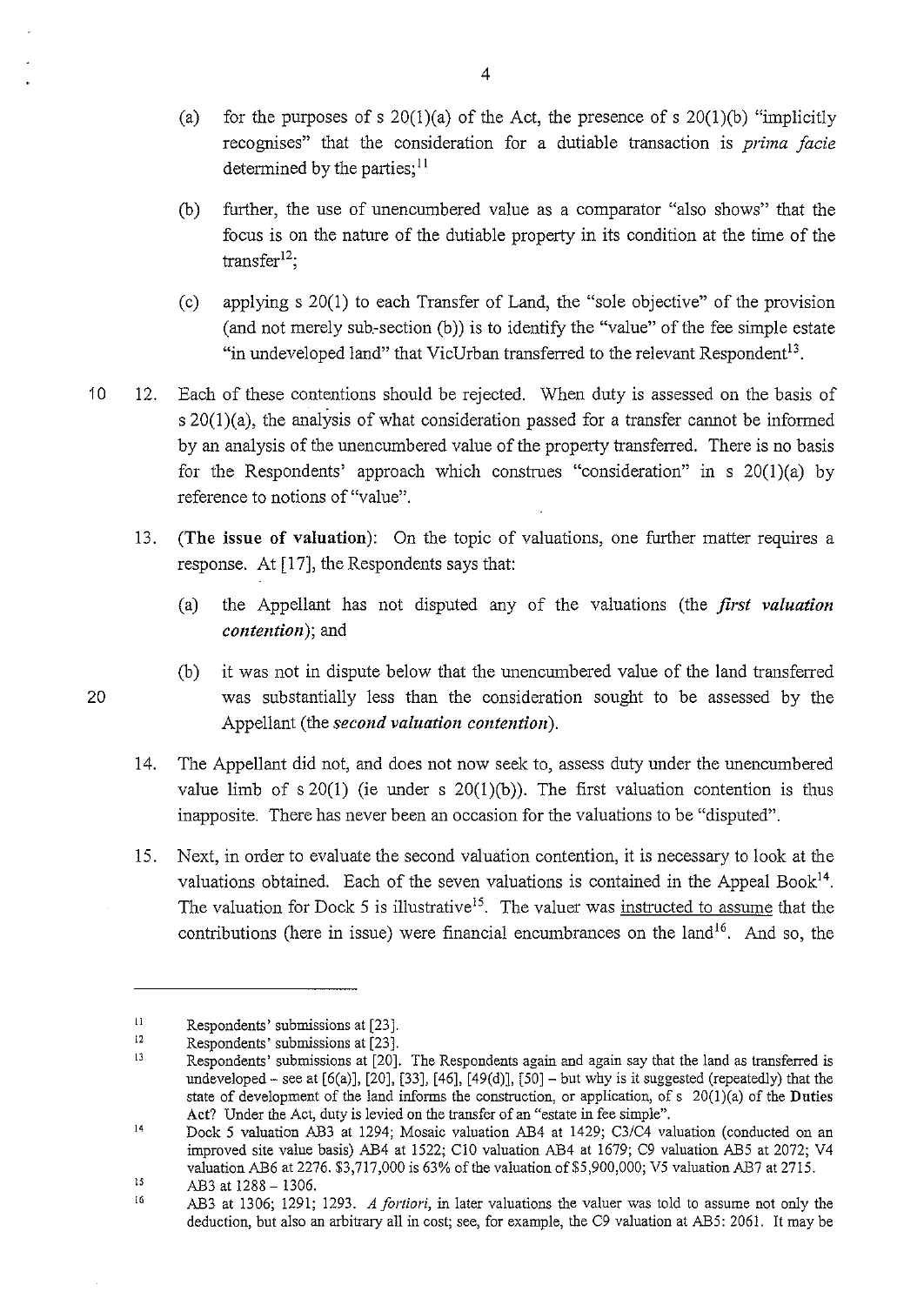(a) for the purposes of s 20(1)(a) of the Act, the presence of s 20(1)(b) "implicitly recognises" that the consideration for a dutiable transaction is *prima facie* determined by the parties;[11]

(b) further, the use of unencumbered value as a comparator "also shows" that the focus is on the nature of the dutiable property in its condition at the time of the transfer[12];

(c) applying s 20(1) to each Transfer of Land, the "sole objective" of the provision (and not merely sub-section (b)) is to identify the "value" of the fee simple estate "in undeveloped land" that VicUrban transferred to the relevant Respondent[13].

12. Each of these contentions should be rejected. When duty is assessed on the basis of s 20(1)(a), the analysis of what consideration passed for a transfer cannot be informed by an analysis of the unencumbered value of the property transferred. There is no basis for the Respondents' approach which construes "consideration" in s 20(1)(a) by reference to notions of "value".

13. **(The issue of valuation)**: On the topic of valuations, one further matter requires a response. At [17], the Respondents says that:

(a) the Appellant has not disputed any of the valuations (the ***first valuation contention***); and

(b) it was not in dispute below that the unencumbered value of the land transferred was substantially less than the consideration sought to be assessed by the Appellant (the ***second valuation contention***).

14. The Appellant did not, and does not now seek to, assess duty under the unencumbered value limb of s 20(1) (ie under s 20(1)(b)). The first valuation contention is thus inapposite. There has never been an occasion for the valuations to be "disputed".

15. Next, in order to evaluate the second valuation contention, it is necessary to look at the valuations obtained. Each of the seven valuations is contained in the Appeal Book[14]. The valuation for Dock 5 is illustrative[15]. The valuer was <u>instructed to assume</u> that the contributions (here in issue) were financial encumbrances on the land[16]. And so, the

---

[11] Respondents' submissions at [23].

[12] Respondents' submissions at [23].

[13] Respondents' submissions at [20]. The Respondents again and again say that the land as transferred is undeveloped – see at [6(a)], [20], [33], [46], [49(d)], [50] – but why is it suggested (repeatedly) that the state of development of the land informs the construction, or application, of s 20(1)(a) of the **Duties** Act? Under the Act, duty is levied on the transfer of an "estate in fee simple".

[14] Dock 5 valuation AB3 at 1294; Mosaic valuation AB4 at 1429; C3/C4 valuation (conducted on an improved site value basis) AB4 at 1522; C10 valuation AB4 at 1679; C9 valuation AB5 at 2072; V4 valuation AB6 at 2276. $3,717,000 is 63% of the valuation of $5,900,000; V5 valuation AB7 at 2715.

[15] AB3 at 1288 – 1306.

[16] AB3 at 1306; 1291; 1293. *A fortiori*, in later valuations the valuer was told to assume not only the deduction, but also an arbitrary all in cost; see, for example, the C9 valuation at AB5: 2061. It may be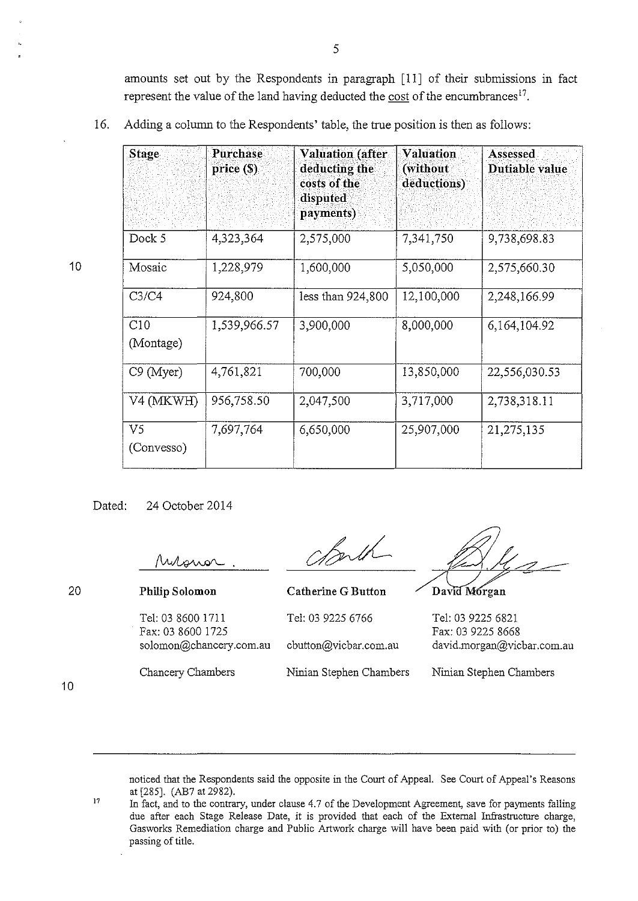amounts set out by the Respondents in paragraph [11] of their submissions in fact represent the value of the land having deducted the cost of the encumbrances[17].

16. Adding a column to the Respondents' table, the true position is then as follows:

| Stage | Purchase price ($) | Valuation (after deducting the costs of the disputed payments) | Valuation (without deductions) | Assessed Dutiable value |
|---|---|---|---|---|
| Dock 5 | 4,323,364 | 2,575,000 | 7,341,750 | 9,738,698.83 |
| Mosaic | 1,228,979 | 1,600,000 | 5,050,000 | 2,575,660.30 |
| C3/C4 | 924,800 | less than 924,800 | 12,100,000 | 2,248,166.99 |
| C10 (Montage) | 1,539,966.57 | 3,900,000 | 8,000,000 | 6,164,104.92 |
| C9 (Myer) | 4,761,821 | 700,000 | 13,850,000 | 22,556,030.53 |
| V4 (MKWH) | 956,758.50 | 2,047,500 | 3,717,000 | 2,738,318.11 |
| V5 (Convesso) | 7,697,764 | 6,650,000 | 25,907,000 | 21,275,135 |

Dated: 24 October 2014

| Philip Solomon | Catherine G Button | David Morgan |
|---|---|---|
| Tel: 03 8600 1711 | Tel: 03 9225 6766 | Tel: 03 9225 6821 |
| Fax: 03 8600 1725 | | Fax: 03 9225 8668 |
| solomon@chancery.com.au | cbutton@vicbar.com.au | david.morgan@vicbar.com.au |
| Chancery Chambers | Ninian Stephen Chambers | Ninian Stephen Chambers |

---

noticed that the Respondents said the opposite in the Court of Appeal. See Court of Appeal's Reasons at [285]. (AB7 at 2982).

[17] In fact, and to the contrary, under clause 4.7 of the Development Agreement, save for payments falling due after each Stage Release Date, it is provided that each of the External Infrastructure charge, Gasworks Remediation charge and Public Artwork charge will have been paid with (or prior to) the passing of title.